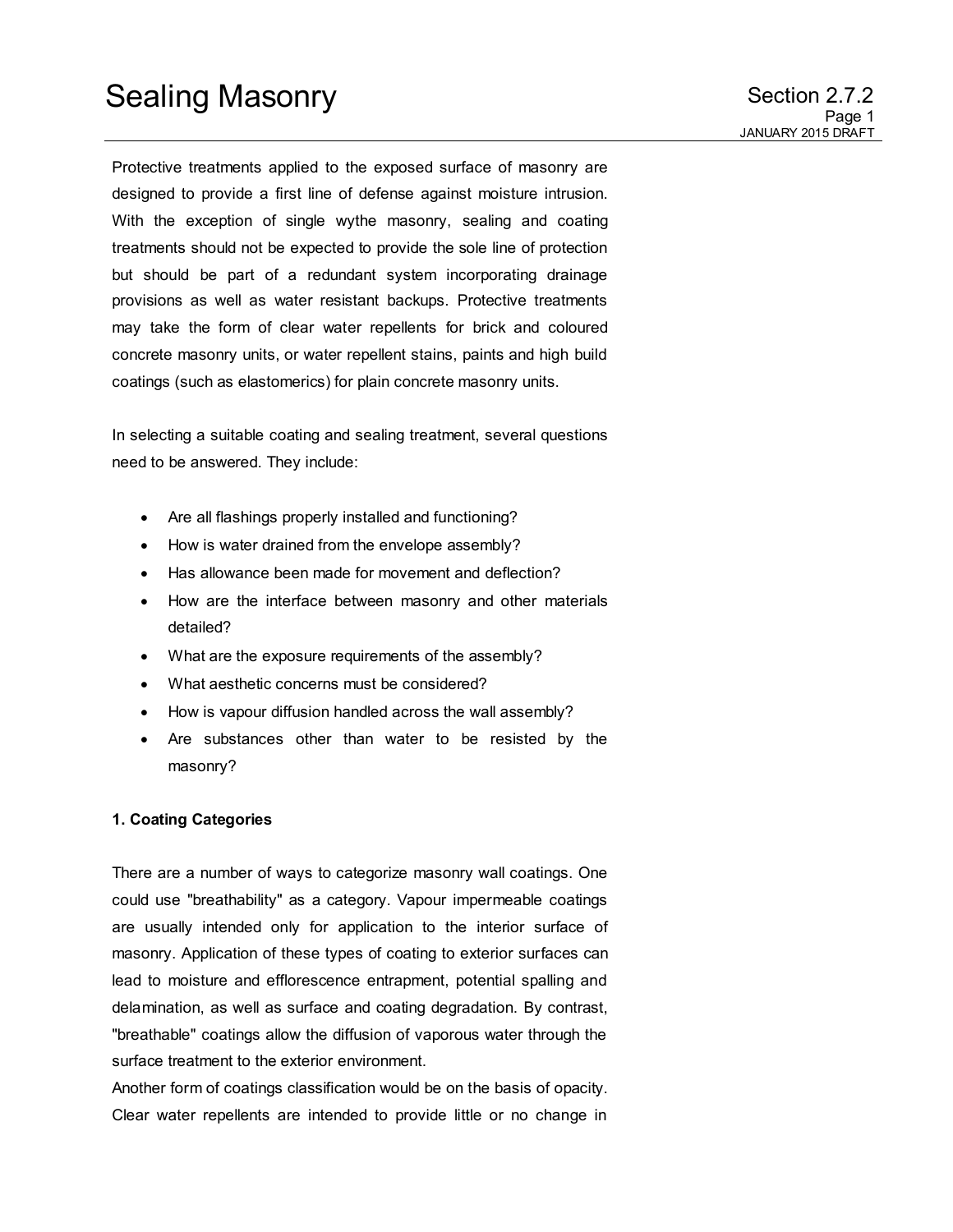# Sealing Masonry

Section 2.7.2

Protective treatments applied to the exposed surface of masonry are designed to provide a first line of defense against moisture intrusion. With the exception of single wythe masonry, sealing and coating treatments should not be expected to provide the sole line of protection but should be part of a redundant system incorporating drainage provisions as well as water resistant backups. Protective treatments may take the form of clear water repellents for brick and coloured concrete masonry units, or water repellent stains, paints and high build coatings (such as elastomerics) for plain concrete masonry units.

In selecting a suitable coating and sealing treatment, several questions need to be answered. They include:

- Are all flashings properly installed and functioning?
- How is water drained from the envelope assembly?
- Has allowance been made for movement and deflection?
- How are the interface between masonry and other materials detailed?
- What are the exposure requirements of the assembly?
- What aesthetic concerns must be considered?
- How is vapour diffusion handled across the wall assembly?
- Are substances other than water to be resisted by the masonry?

**1. Coating Categories**

There are a number of ways to categorize masonry wall coatings. One could use "breathability" as a category. Vapour impermeable coatings are usually intended only for application to the interior surface of masonry. Application of these types of coating to exterior surfaces can lead to moisture and efflorescence entrapment, potential spalling and delamination, as well as surface and coating degradation. By contrast, "breathable" coatings allow the diffusion of vaporous water through the surface treatment to the exterior environment.

Another form of coatings classification would be on the basis of opacity. Clear water repellents are intended to provide little or no change in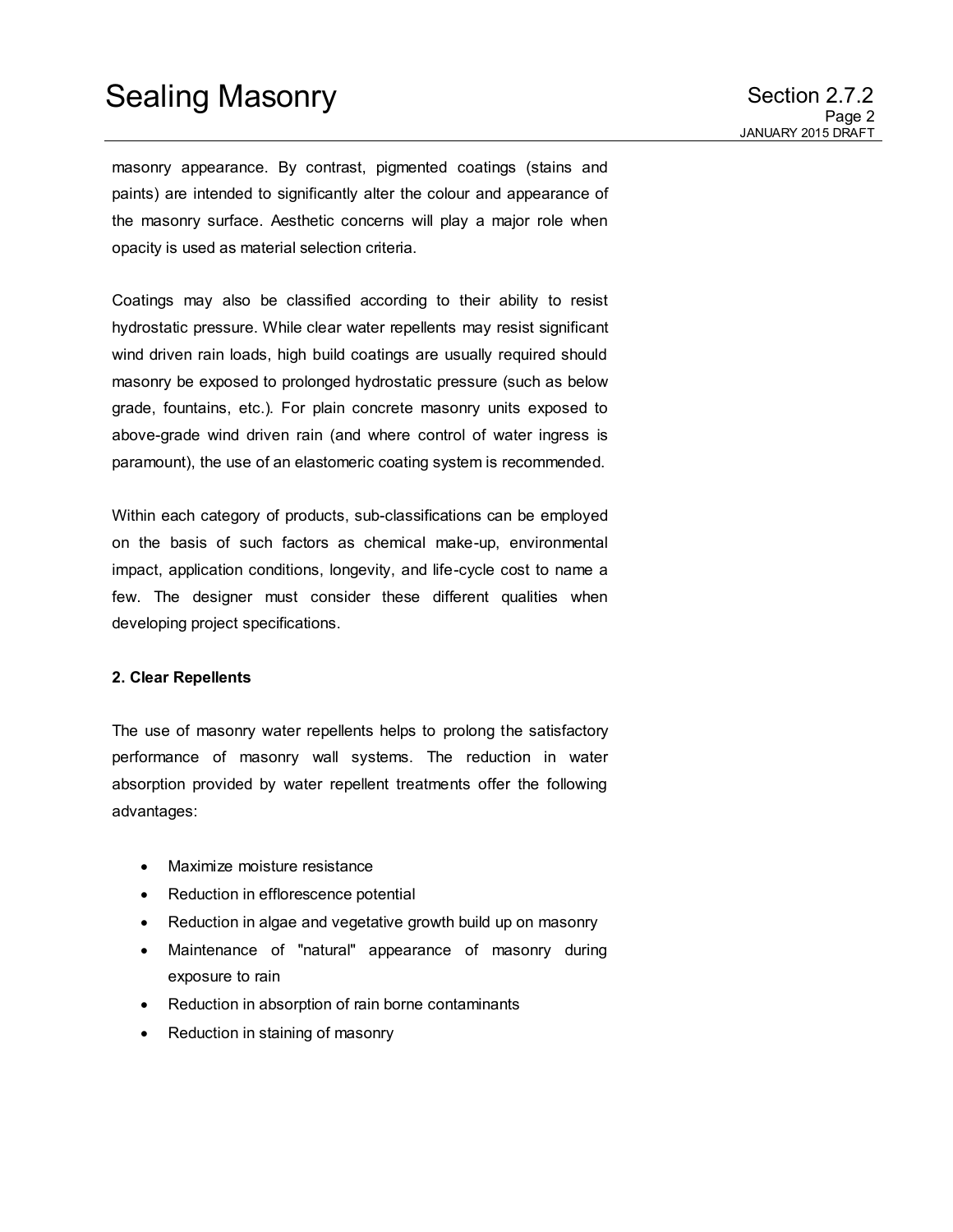masonry appearance. By contrast, pigmented coatings (stains and paints) are intended to significantly alter the colour and appearance of the masonry surface. Aesthetic concerns will play a major role when opacity is used as material selection criteria.

Coatings may also be classified according to their ability to resist hydrostatic pressure. While clear water repellents may resist significant wind driven rain loads, high build coatings are usually required should masonry be exposed to prolonged hydrostatic pressure (such as below grade, fountains, etc.). For plain concrete masonry units exposed to above-grade wind driven rain (and where control of water ingress is paramount), the use of an elastomeric coating system is recommended.

Within each category of products, sub-classifications can be employed on the basis of such factors as chemical make-up, environmental impact, application conditions, longevity, and life-cycle cost to name a few. The designer must consider these different qualities when developing project specifications.

**2. Clear Repellents**

The use of masonry water repellents helps to prolong the satisfactory performance of masonry wall systems. The reduction in water absorption provided by water repellent treatments offer the following advantages:

- Maximize moisture resistance
- Reduction in efflorescence potential
- Reduction in algae and vegetative growth build up on masonry
- Maintenance of "natural" appearance of masonry during exposure to rain
- Reduction in absorption of rain borne contaminants
- Reduction in staining of masonry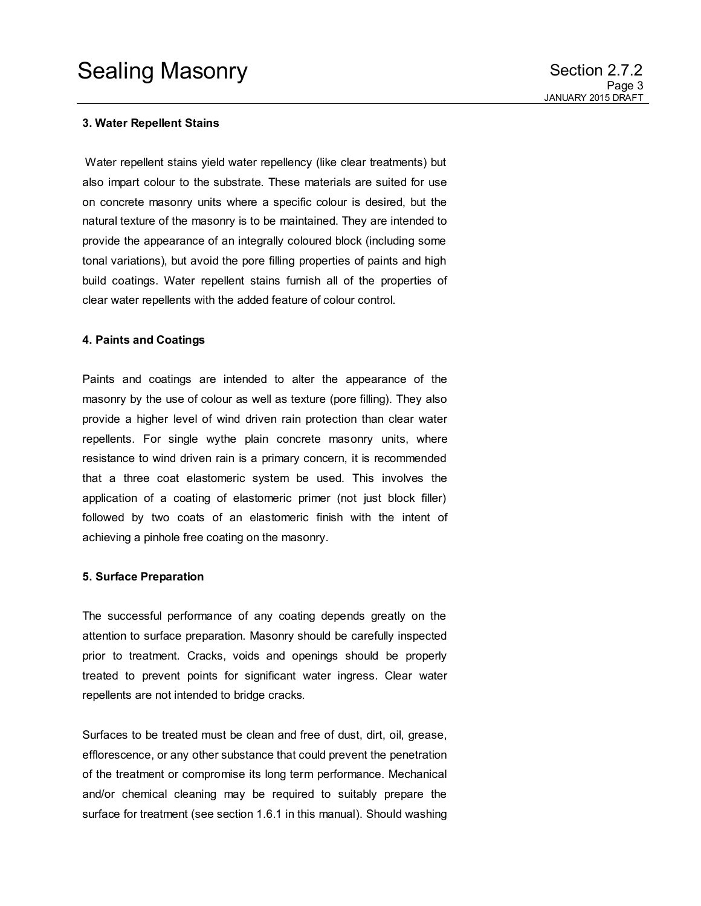### 3. Water Repellent Stains

Water repellent stains yield water repellency (like clear treatments) but also impart colour to the substrate. These materials are suited for use on concrete masonry units where a specific colour is desired, but the natural texture of the masonry is to be maintained. They are intended to provide the appearance of an integrally coloured block (including some tonal variations), but avoid the pore filling properties of paints and high build coatings. Water repellent stains furnish all of the properties of clear water repellents with the added feature of colour control.

### 4. Paints and Coatings

Paints and coatings are intended to alter the appearance of the masonry by the use of colour as well as texture (pore filling). They also provide a higher level of wind driven rain protection than clear water repellents. For single wythe plain concrete masonry units, where resistance to wind driven rain is a primary concern, it is recommended that a three coat elastomeric system be used. This involves the application of a coating of elastomeric primer (not just block filler) followed by two coats of an elastomeric finish with the intent of achieving a pinhole free coating on the masonry.

### 5. Surface Preparation

The successful performance of any coating depends greatly on the attention to surface preparation. Masonry should be carefully inspected prior to treatment. Cracks, voids and openings should be properly treated to prevent points for significant water ingress. Clear water repellents are not intended to bridge cracks.

Surfaces to be treated must be clean and free of dust, dirt, oil, grease, efflorescence, or any other substance that could prevent the penetration of the treatment or compromise its long term performance. Mechanical and/or chemical cleaning may be required to suitably prepare the surface for treatment (see section 1.6.1 in this manual). Should washing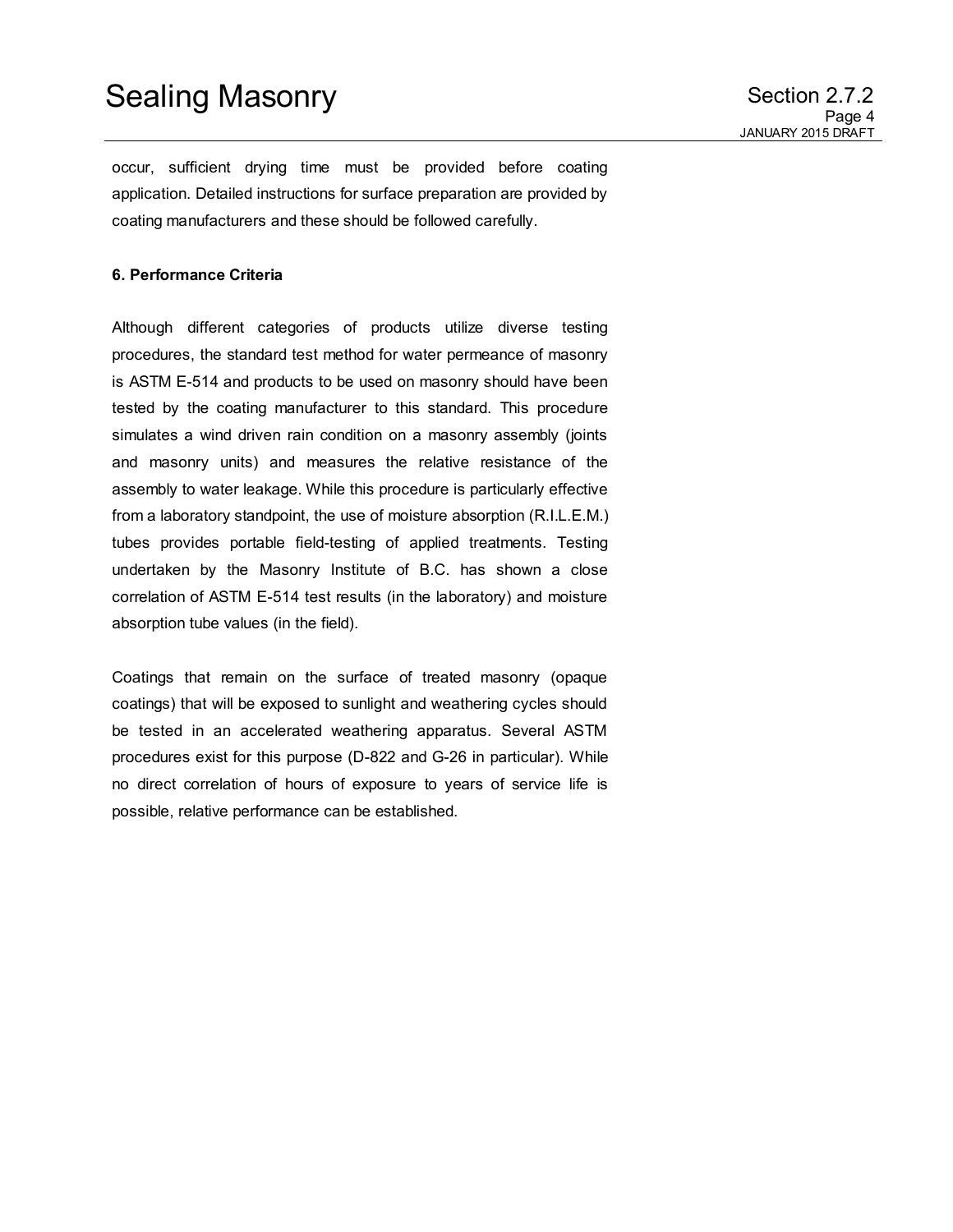occur, sufficient drying time must be provided before coating application. Detailed instructions for surface preparation are provided by coating manufacturers and these should be followed carefully.

**6. Performance Criteria**

Although different categories of products utilize diverse testing procedures, the standard test method for water permeance of masonry is ASTM E-514 and products to be used on masonry should have been tested by the coating manufacturer to this standard. This procedure simulates a wind driven rain condition on a masonry assembly (joints and masonry units) and measures the relative resistance of the assembly to water leakage. While this procedure is particularly effective from a laboratory standpoint, the use of moisture absorption (R.I.L.E.M.) tubes provides portable field-testing of applied treatments. Testing undertaken by the Masonry Institute of B.C. has shown a close correlation of ASTM E-514 test results (in the laboratory) and moisture absorption tube values (in the field).

Coatings that remain on the surface of treated masonry (opaque coatings) that will be exposed to sunlight and weathering cycles should be tested in an accelerated weathering apparatus. Several ASTM procedures exist for this purpose (D-822 and G-26 in particular). While no direct correlation of hours of exposure to years of service life is possible, relative performance can be established.